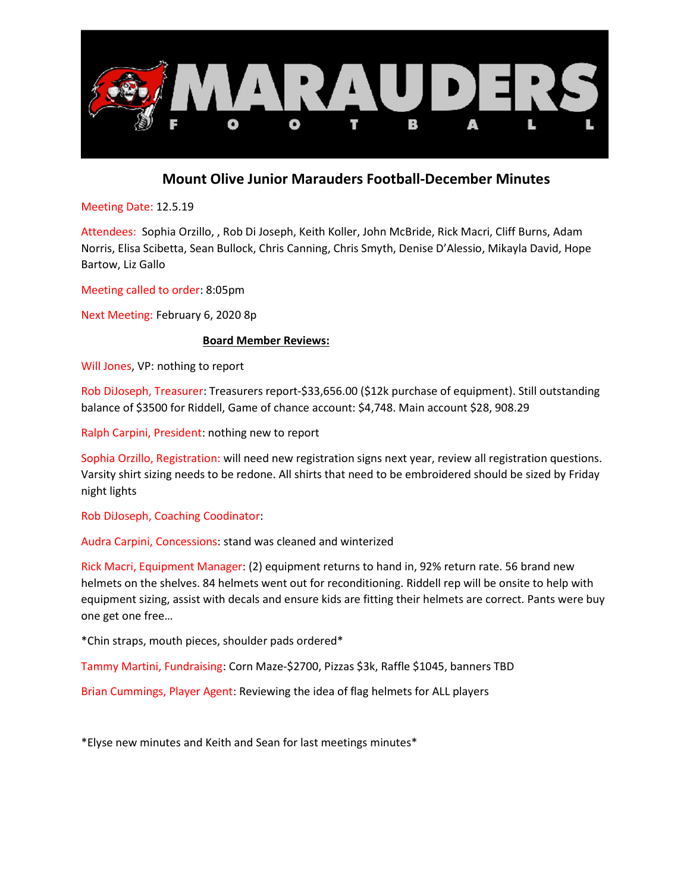MARAUDERS FOOTBALL

# Mount Olive Junior Marauders Football-December Minutes

Meeting Date: 12.5.19

Attendees: Sophia Orzillo, , Rob Di Joseph, Keith Koller, John McBride, Rick Macri, Cliff Burns, Adam Norris, Elisa Scibetta, Sean Bullock, Chris Canning, Chris Smyth, Denise D'Alessio, Mikayla David, Hope Bartow, Liz Gallo

Meeting called to order: 8:05pm

Next Meeting: February 6, 2020 8p

**Board Member Reviews:**

Will Jones, VP: nothing to report

Rob DiJoseph, Treasurer: Treasurers report-$33,656.00 ($12k purchase of equipment). Still outstanding balance of $3500 for Riddell, Game of chance account: $4,748. Main account $28, 908.29

Ralph Carpini, President: nothing new to report

Sophia Orzillo, Registration: will need new registration signs next year, review all registration questions. Varsity shirt sizing needs to be redone. All shirts that need to be embroidered should be sized by Friday night lights

Rob DiJoseph, Coaching Coodinator:

Audra Carpini, Concessions: stand was cleaned and winterized

Rick Macri, Equipment Manager: (2) equipment returns to hand in, 92% return rate. 56 brand new helmets on the shelves. 84 helmets went out for reconditioning. Riddell rep will be onsite to help with equipment sizing, assist with decals and ensure kids are fitting their helmets are correct. Pants were buy one get one free…

*Chin straps, mouth pieces, shoulder pads ordered*

Tammy Martini, Fundraising: Corn Maze-$2700, Pizzas $3k, Raffle $1045, banners TBD

Brian Cummings, Player Agent: Reviewing the idea of flag helmets for ALL players

*Elyse new minutes and Keith and Sean for last meetings minutes*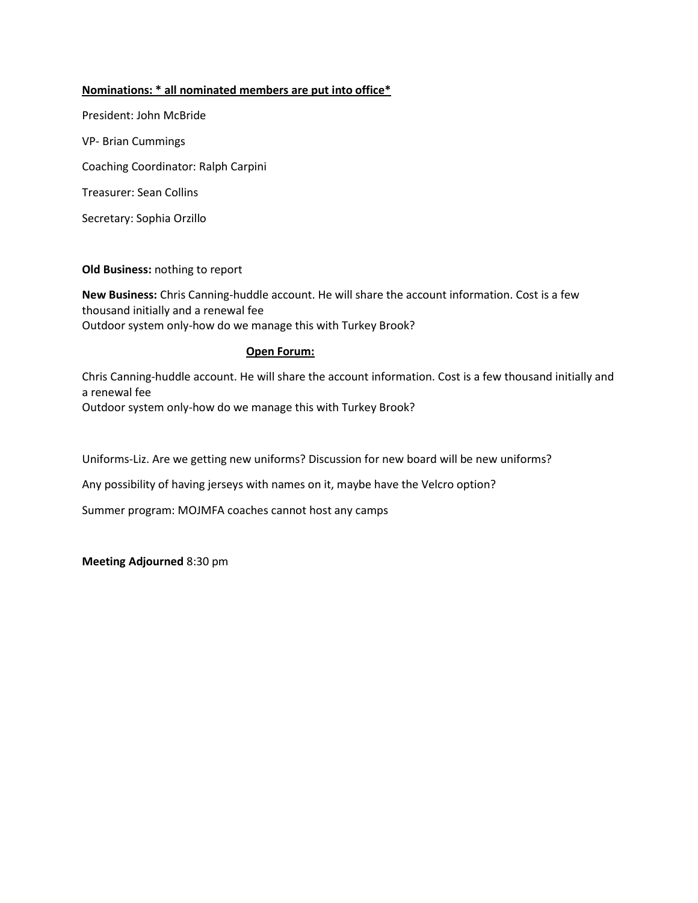**Nominations: * all nominated members are put into office***

President: John McBride

VP- Brian Cummings

Coaching Coordinator: Ralph Carpini

Treasurer: Sean Collins

Secretary: Sophia Orzillo

**Old Business:** nothing to report

**New Business:** Chris Canning-huddle account. He will share the account information. Cost is a few thousand initially and a renewal fee
Outdoor system only-how do we manage this with Turkey Brook?

**Open Forum:**

Chris Canning-huddle account. He will share the account information. Cost is a few thousand initially and a renewal fee
Outdoor system only-how do we manage this with Turkey Brook?

Uniforms-Liz. Are we getting new uniforms? Discussion for new board will be new uniforms?

Any possibility of having jerseys with names on it, maybe have the Velcro option?

Summer program: MOJMFA coaches cannot host any camps

**Meeting Adjourned** 8:30 pm